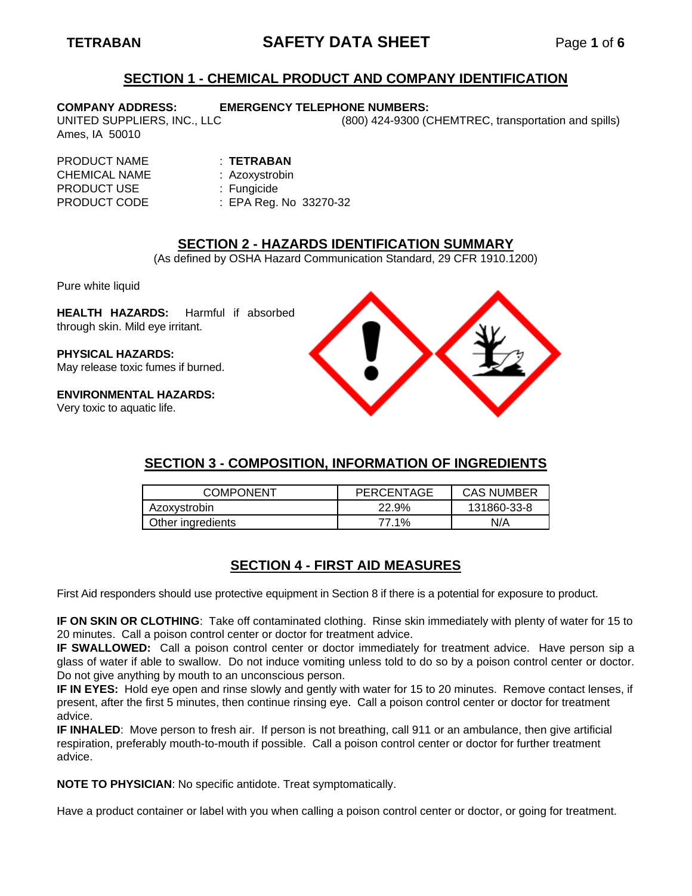# SAFETY DATA SHEET

**TETRABAN**

## SECTION 1 - CHEMICAL PRODUCT AND COMPANY IDENTIFICATION

**COMPANY ADDRESS:**
UNITED SUPPLIERS, INC., LLC
Ames, IA 50010

**EMERGENCY TELEPHONE NUMBERS:**
(800) 424-9300 (CHEMTREC, transportation and spills)

PRODUCT NAME : **TETRABAN**
CHEMICAL NAME : Azoxystrobin
PRODUCT USE : Fungicide
PRODUCT CODE : EPA Reg. No 33270-32

## SECTION 2 - HAZARDS IDENTIFICATION SUMMARY

(As defined by OSHA Hazard Communication Standard, 29 CFR 1910.1200)

Pure white liquid

**HEALTH HAZARDS:** Harmful if absorbed through skin. Mild eye irritant.

**PHYSICAL HAZARDS:**
May release toxic fumes if burned.

**ENVIRONMENTAL HAZARDS:**
Very toxic to aquatic life.

## SECTION 3 - COMPOSITION, INFORMATION OF INGREDIENTS

| COMPONENT | PERCENTAGE | CAS NUMBER |
| --- | --- | --- |
| Azoxystrobin | 22.9% | 131860-33-8 |
| Other ingredients | 77.1% | N/A |

## SECTION 4 - FIRST AID MEASURES

First Aid responders should use protective equipment in Section 8 if there is a potential for exposure to product.

**IF ON SKIN OR CLOTHING**: Take off contaminated clothing. Rinse skin immediately with plenty of water for 15 to 20 minutes. Call a poison control center or doctor for treatment advice.
**IF SWALLOWED:** Call a poison control center or doctor immediately for treatment advice. Have person sip a glass of water if able to swallow. Do not induce vomiting unless told to do so by a poison control center or doctor. Do not give anything by mouth to an unconscious person.
**IF IN EYES:** Hold eye open and rinse slowly and gently with water for 15 to 20 minutes. Remove contact lenses, if present, after the first 5 minutes, then continue rinsing eye. Call a poison control center or doctor for treatment advice.
**IF INHALED**: Move person to fresh air. If person is not breathing, call 911 or an ambulance, then give artificial respiration, preferably mouth-to-mouth if possible. Call a poison control center or doctor for further treatment advice.

**NOTE TO PHYSICIAN**: No specific antidote. Treat symptomatically.

Have a product container or label with you when calling a poison control center or doctor, or going for treatment.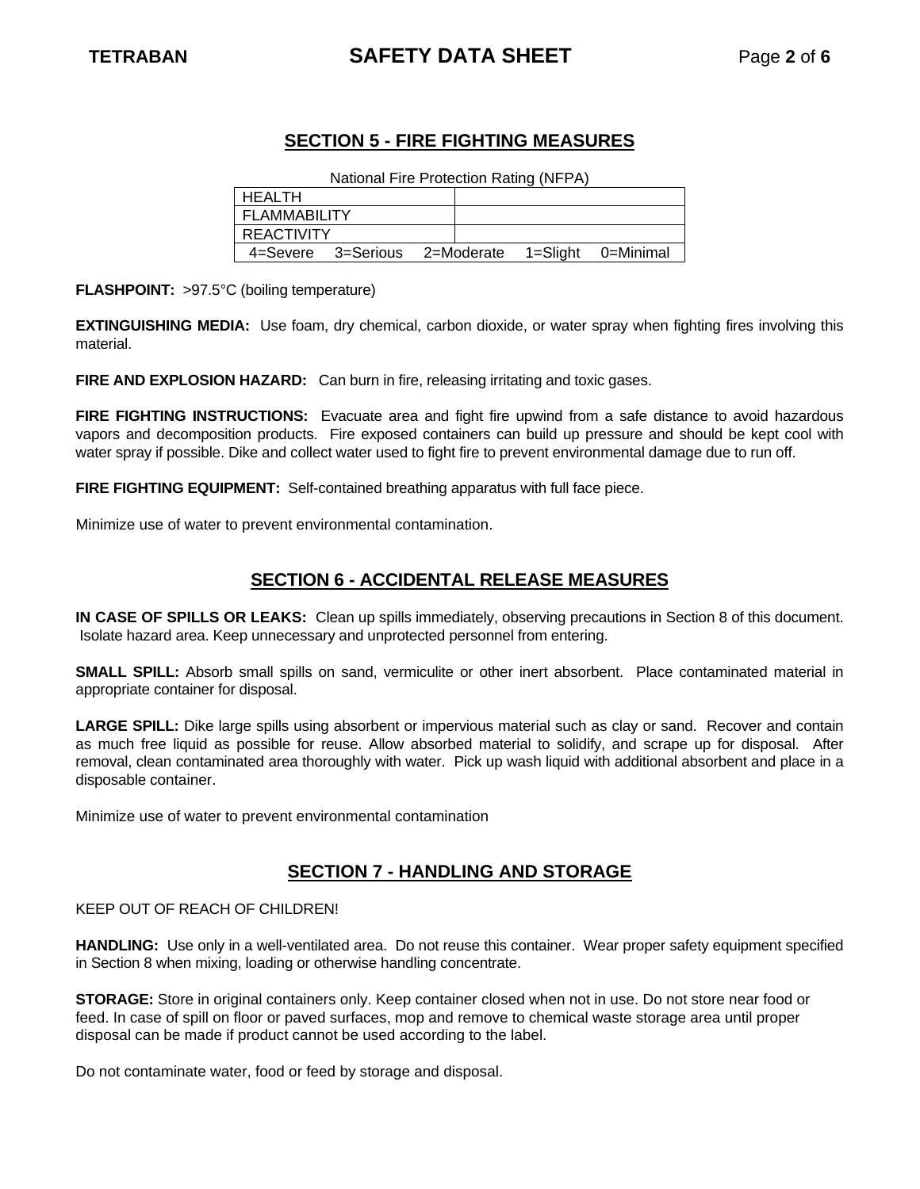## SECTION 5 - FIRE FIGHTING MEASURES

National Fire Protection Rating (NFPA)

| HEALTH | |
|---|---|
| FLAMMABILITY | |
| REACTIVITY | |
| 4=Severe 3=Serious 2=Moderate 1=Slight 0=Minimal | |

**FLASHPOINT:** >97.5°C (boiling temperature)

**EXTINGUISHING MEDIA:** Use foam, dry chemical, carbon dioxide, or water spray when fighting fires involving this material.

**FIRE AND EXPLOSION HAZARD:** Can burn in fire, releasing irritating and toxic gases.

**FIRE FIGHTING INSTRUCTIONS:** Evacuate area and fight fire upwind from a safe distance to avoid hazardous vapors and decomposition products. Fire exposed containers can build up pressure and should be kept cool with water spray if possible. Dike and collect water used to fight fire to prevent environmental damage due to run off.

**FIRE FIGHTING EQUIPMENT:** Self-contained breathing apparatus with full face piece.

Minimize use of water to prevent environmental contamination.

## SECTION 6 - ACCIDENTAL RELEASE MEASURES

**IN CASE OF SPILLS OR LEAKS:** Clean up spills immediately, observing precautions in Section 8 of this document. Isolate hazard area. Keep unnecessary and unprotected personnel from entering.

**SMALL SPILL:** Absorb small spills on sand, vermiculite or other inert absorbent. Place contaminated material in appropriate container for disposal.

**LARGE SPILL:** Dike large spills using absorbent or impervious material such as clay or sand. Recover and contain as much free liquid as possible for reuse. Allow absorbed material to solidify, and scrape up for disposal. After removal, clean contaminated area thoroughly with water. Pick up wash liquid with additional absorbent and place in a disposable container.

Minimize use of water to prevent environmental contamination

## SECTION 7 - HANDLING AND STORAGE

KEEP OUT OF REACH OF CHILDREN!

**HANDLING:** Use only in a well-ventilated area. Do not reuse this container. Wear proper safety equipment specified in Section 8 when mixing, loading or otherwise handling concentrate.

**STORAGE:** Store in original containers only. Keep container closed when not in use. Do not store near food or feed. In case of spill on floor or paved surfaces, mop and remove to chemical waste storage area until proper disposal can be made if product cannot be used according to the label.

Do not contaminate water, food or feed by storage and disposal.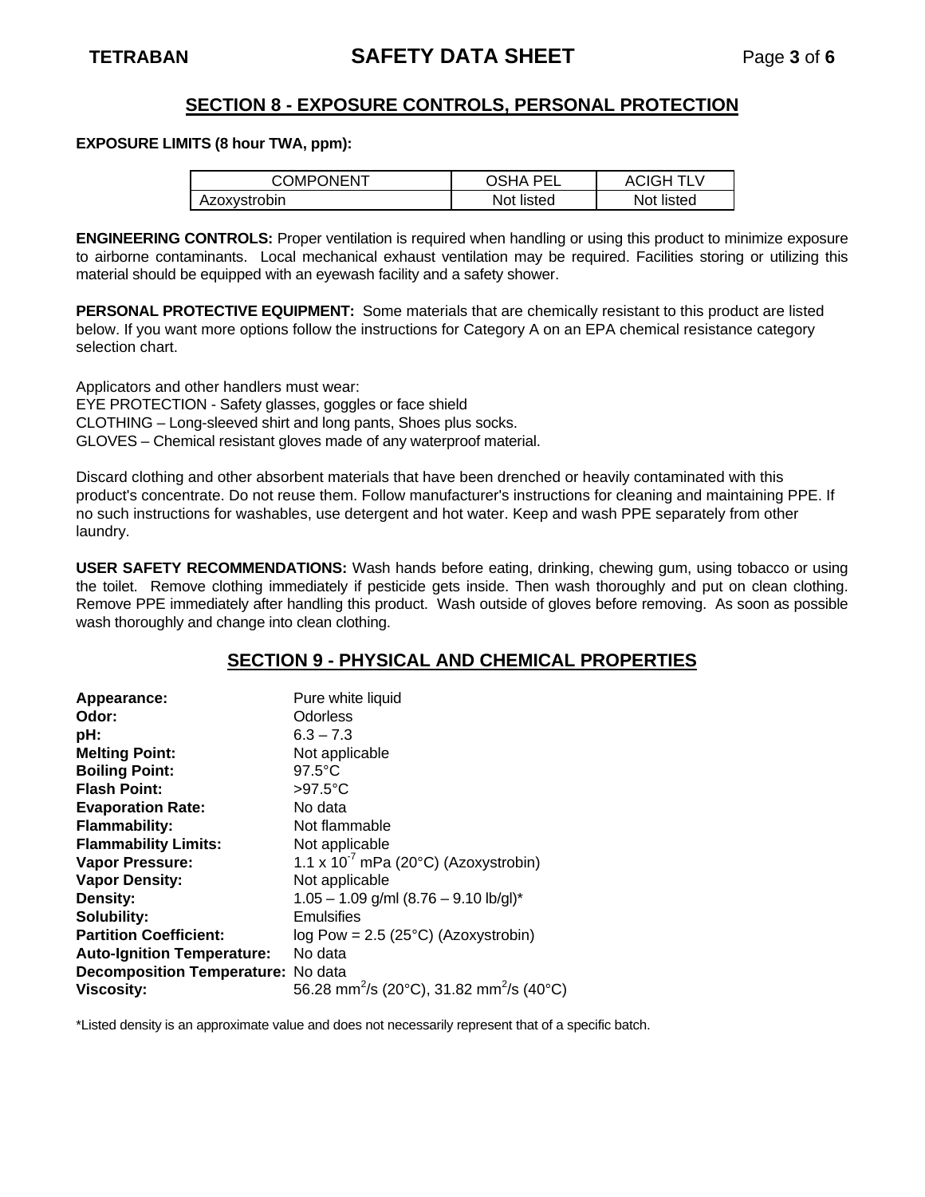## SECTION 8 - EXPOSURE CONTROLS, PERSONAL PROTECTION

**EXPOSURE LIMITS (8 hour TWA, ppm):**

| COMPONENT | OSHA PEL | ACIGH TLV |
|---|---|---|
| Azoxystrobin | Not listed | Not listed |

**ENGINEERING CONTROLS:** Proper ventilation is required when handling or using this product to minimize exposure to airborne contaminants. Local mechanical exhaust ventilation may be required. Facilities storing or utilizing this material should be equipped with an eyewash facility and a safety shower.

**PERSONAL PROTECTIVE EQUIPMENT:** Some materials that are chemically resistant to this product are listed below. If you want more options follow the instructions for Category A on an EPA chemical resistance category selection chart.

Applicators and other handlers must wear:
EYE PROTECTION - Safety glasses, goggles or face shield
CLOTHING – Long-sleeved shirt and long pants, Shoes plus socks.
GLOVES – Chemical resistant gloves made of any waterproof material.

Discard clothing and other absorbent materials that have been drenched or heavily contaminated with this product's concentrate. Do not reuse them. Follow manufacturer's instructions for cleaning and maintaining PPE. If no such instructions for washables, use detergent and hot water. Keep and wash PPE separately from other laundry.

**USER SAFETY RECOMMENDATIONS:** Wash hands before eating, drinking, chewing gum, using tobacco or using the toilet. Remove clothing immediately if pesticide gets inside. Then wash thoroughly and put on clean clothing. Remove PPE immediately after handling this product. Wash outside of gloves before removing. As soon as possible wash thoroughly and change into clean clothing.

## SECTION 9 - PHYSICAL AND CHEMICAL PROPERTIES

**Appearance:** Pure white liquid
**Odor:** Odorless
**pH:** 6.3 – 7.3
**Melting Point:** Not applicable
**Boiling Point:** 97.5°C
**Flash Point:** >97.5°C
**Evaporation Rate:** No data
**Flammability:** Not flammable
**Flammability Limits:** Not applicable
**Vapor Pressure:** 1.1 x $10^{-7}$ mPa (20°C) (Azoxystrobin)
**Vapor Density:** Not applicable
**Density:** 1.05 – 1.09 g/ml (8.76 – 9.10 lb/gl)*
**Solubility:** Emulsifies
**Partition Coefficient:** log Pow = 2.5 (25°C) (Azoxystrobin)
**Auto-Ignition Temperature:** No data
**Decomposition Temperature:** No data
**Viscosity:** 56.28 $mm^2/s$ (20°C), 31.82 $mm^2/s$ (40°C)

*Listed density is an approximate value and does not necessarily represent that of a specific batch.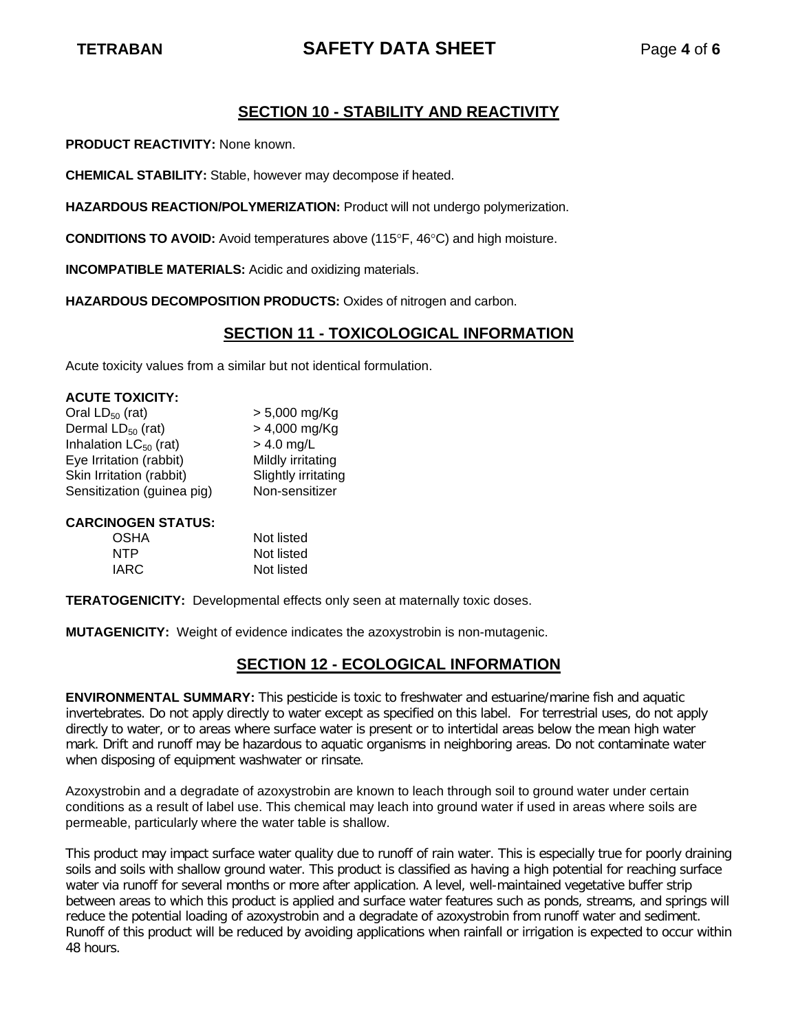## SECTION 10 - STABILITY AND REACTIVITY

**PRODUCT REACTIVITY:** None known.

**CHEMICAL STABILITY:** Stable, however may decompose if heated.

**HAZARDOUS REACTION/POLYMERIZATION:** Product will not undergo polymerization.

**CONDITIONS TO AVOID:** Avoid temperatures above (115°F, 46°C) and high moisture.

**INCOMPATIBLE MATERIALS:** Acidic and oxidizing materials.

**HAZARDOUS DECOMPOSITION PRODUCTS:** Oxides of nitrogen and carbon.

## SECTION 11 - TOXICOLOGICAL INFORMATION

Acute toxicity values from a similar but not identical formulation.

**ACUTE TOXICITY:**

| | |
|---|---|
| Oral $LD_{50}$ (rat) | > 5,000 mg/Kg |
| Dermal $LD_{50}$ (rat) | > 4,000 mg/Kg |
| Inhalation $LC_{50}$ (rat) | > 4.0 mg/L |
| Eye Irritation (rabbit) | Mildly irritating |
| Skin Irritation (rabbit) | Slightly irritating |
| Sensitization (guinea pig) | Non-sensitizer |

**CARCINOGEN STATUS:**

| | |
|---|---|
| OSHA | Not listed |
| NTP | Not listed |
| IARC | Not listed |

**TERATOGENICITY:** Developmental effects only seen at maternally toxic doses.

**MUTAGENICITY:** Weight of evidence indicates the azoxystrobin is non-mutagenic.

## SECTION 12 - ECOLOGICAL INFORMATION

**ENVIRONMENTAL SUMMARY:** This pesticide is toxic to freshwater and estuarine/marine fish and aquatic invertebrates. Do not apply directly to water except as specified on this label. For terrestrial uses, do not apply directly to water, or to areas where surface water is present or to intertidal areas below the mean high water mark. Drift and runoff may be hazardous to aquatic organisms in neighboring areas. Do not contaminate water when disposing of equipment washwater or rinsate.

Azoxystrobin and a degradate of azoxystrobin are known to leach through soil to ground water under certain conditions as a result of label use. This chemical may leach into ground water if used in areas where soils are permeable, particularly where the water table is shallow.

This product may impact surface water quality due to runoff of rain water. This is especially true for poorly draining soils and soils with shallow ground water. This product is classified as having a high potential for reaching surface water via runoff for several months or more after application. A level, well-maintained vegetative buffer strip between areas to which this product is applied and surface water features such as ponds, streams, and springs will reduce the potential loading of azoxystrobin and a degradate of azoxystrobin from runoff water and sediment. Runoff of this product will be reduced by avoiding applications when rainfall or irrigation is expected to occur within 48 hours.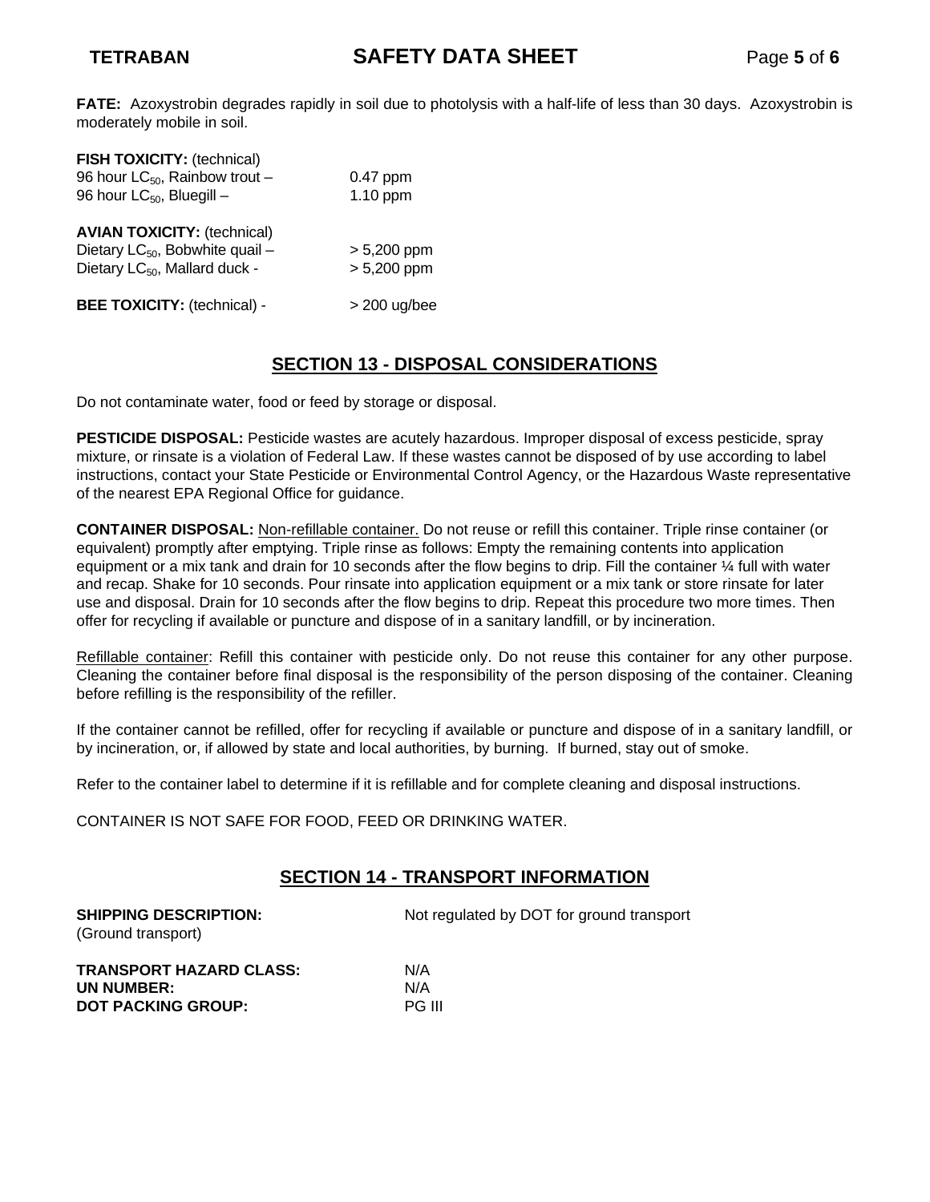**FATE:** Azoxystrobin degrades rapidly in soil due to photolysis with a half-life of less than 30 days. Azoxystrobin is moderately mobile in soil.

**FISH TOXICITY:** (technical)
96 hour $LC_{50}$, Rainbow trout – 0.47 ppm
96 hour $LC_{50}$, Bluegill – 1.10 ppm

**AVIAN TOXICITY:** (technical)
Dietary $LC_{50}$, Bobwhite quail – > 5,200 ppm
Dietary $LC_{50}$, Mallard duck - > 5,200 ppm

**BEE TOXICITY:** (technical) - > 200 ug/bee

## SECTION 13 - DISPOSAL CONSIDERATIONS

Do not contaminate water, food or feed by storage or disposal.

**PESTICIDE DISPOSAL:** Pesticide wastes are acutely hazardous. Improper disposal of excess pesticide, spray mixture, or rinsate is a violation of Federal Law. If these wastes cannot be disposed of by use according to label instructions, contact your State Pesticide or Environmental Control Agency, or the Hazardous Waste representative of the nearest EPA Regional Office for guidance.

**CONTAINER DISPOSAL:** Non-refillable container. Do not reuse or refill this container. Triple rinse container (or equivalent) promptly after emptying. Triple rinse as follows: Empty the remaining contents into application equipment or a mix tank and drain for 10 seconds after the flow begins to drip. Fill the container ¼ full with water and recap. Shake for 10 seconds. Pour rinsate into application equipment or a mix tank or store rinsate for later use and disposal. Drain for 10 seconds after the flow begins to drip. Repeat this procedure two more times. Then offer for recycling if available or puncture and dispose of in a sanitary landfill, or by incineration.

Refillable container: Refill this container with pesticide only. Do not reuse this container for any other purpose. Cleaning the container before final disposal is the responsibility of the person disposing of the container. Cleaning before refilling is the responsibility of the refiller.

If the container cannot be refilled, offer for recycling if available or puncture and dispose of in a sanitary landfill, or by incineration, or, if allowed by state and local authorities, by burning. If burned, stay out of smoke.

Refer to the container label to determine if it is refillable and for complete cleaning and disposal instructions.

CONTAINER IS NOT SAFE FOR FOOD, FEED OR DRINKING WATER.

## SECTION 14 - TRANSPORT INFORMATION

**SHIPPING DESCRIPTION:** (Ground transport) — Not regulated by DOT for ground transport

**TRANSPORT HAZARD CLASS:** N/A
**UN NUMBER:** N/A
**DOT PACKING GROUP:** PG III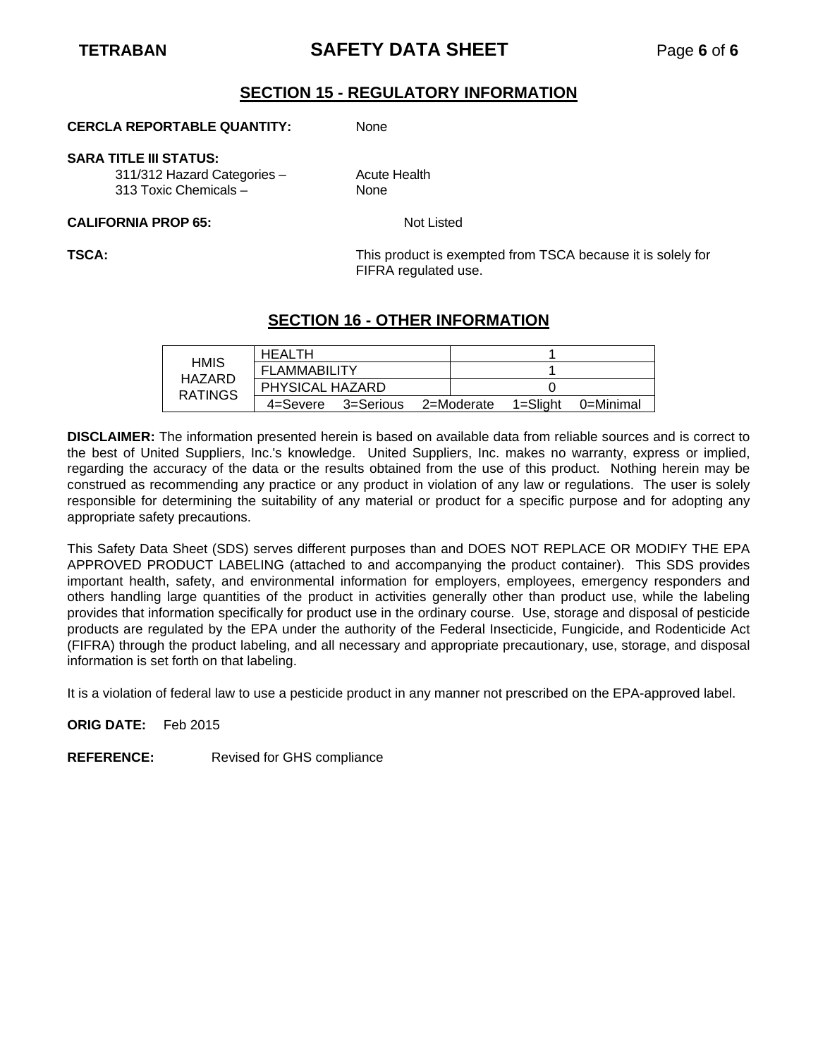## SECTION 15 - REGULATORY INFORMATION

**CERCLA REPORTABLE QUANTITY:** None

**SARA TITLE III STATUS:**

311/312 Hazard Categories – Acute Health

313 Toxic Chemicals – None

**CALIFORNIA PROP 65:** Not Listed

**TSCA:** This product is exempted from TSCA because it is solely for FIFRA regulated use.

## SECTION 16 - OTHER INFORMATION

| | | |
|---|---|---|
| HMIS HAZARD RATINGS | HEALTH | 1 |
| | FLAMMABILITY | 1 |
| | PHYSICAL HAZARD | 0 |
| | 4=Severe 3=Serious 2=Moderate 1=Slight 0=Minimal | |

**DISCLAIMER:** The information presented herein is based on available data from reliable sources and is correct to the best of United Suppliers, Inc.'s knowledge. United Suppliers, Inc. makes no warranty, express or implied, regarding the accuracy of the data or the results obtained from the use of this product. Nothing herein may be construed as recommending any practice or any product in violation of any law or regulations. The user is solely responsible for determining the suitability of any material or product for a specific purpose and for adopting any appropriate safety precautions.

This Safety Data Sheet (SDS) serves different purposes than and DOES NOT REPLACE OR MODIFY THE EPA APPROVED PRODUCT LABELING (attached to and accompanying the product container). This SDS provides important health, safety, and environmental information for employers, employees, emergency responders and others handling large quantities of the product in activities generally other than product use, while the labeling provides that information specifically for product use in the ordinary course. Use, storage and disposal of pesticide products are regulated by the EPA under the authority of the Federal Insecticide, Fungicide, and Rodenticide Act (FIFRA) through the product labeling, and all necessary and appropriate precautionary, use, storage, and disposal information is set forth on that labeling.

It is a violation of federal law to use a pesticide product in any manner not prescribed on the EPA-approved label.

**ORIG DATE:** Feb 2015

**REFERENCE:** Revised for GHS compliance